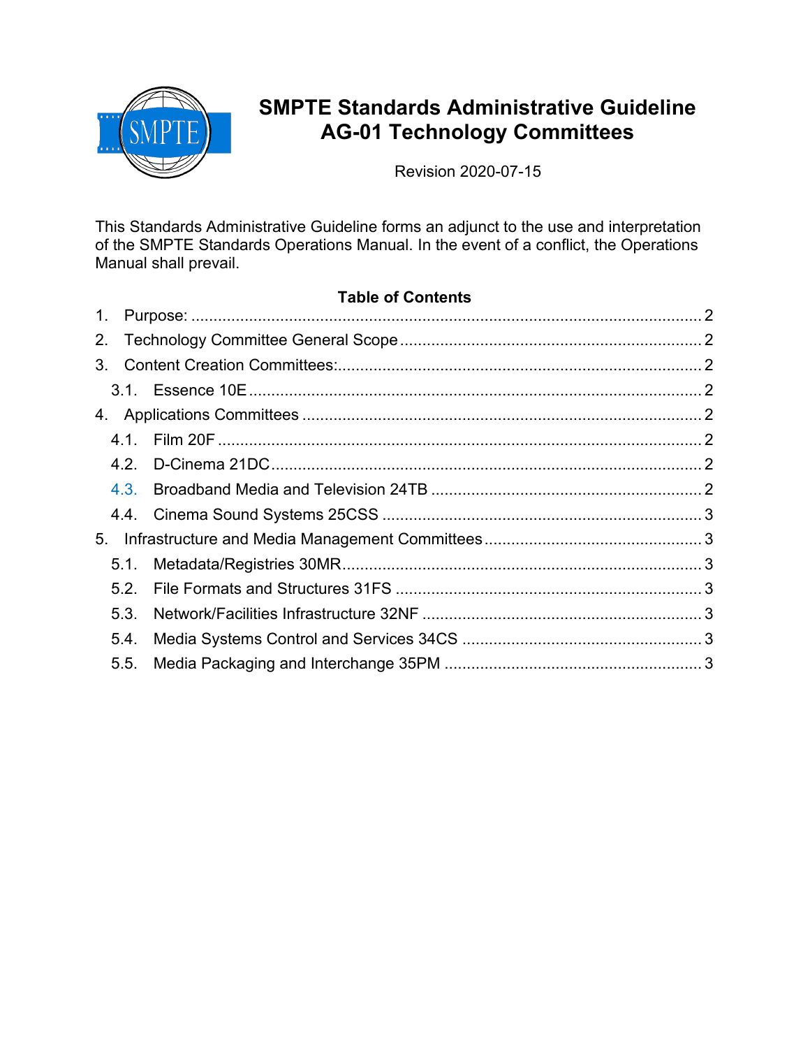# SMPTE Standards Administrative Guideline
# AG-01 Technology Committees

Revision 2020-07-15

This Standards Administrative Guideline forms an adjunct to the use and interpretation of the SMPTE Standards Operations Manual. In the event of a conflict, the Operations Manual shall prevail.

## Table of Contents

1. Purpose: ..... 2
2. Technology Committee General Scope ..... 2
3. Content Creation Committees: ..... 2
   - 3.1. Essence 10E ..... 2
4. Applications Committees ..... 2
   - 4.1. Film 20F ..... 2
   - 4.2. D-Cinema 21DC ..... 2
   - 4.3. Broadband Media and Television 24TB ..... 2
   - 4.4. Cinema Sound Systems 25CSS ..... 3
5. Infrastructure and Media Management Committees ..... 3
   - 5.1. Metadata/Registries 30MR ..... 3
   - 5.2. File Formats and Structures 31FS ..... 3
   - 5.3. Network/Facilities Infrastructure 32NF ..... 3
   - 5.4. Media Systems Control and Services 34CS ..... 3
   - 5.5. Media Packaging and Interchange 35PM ..... 3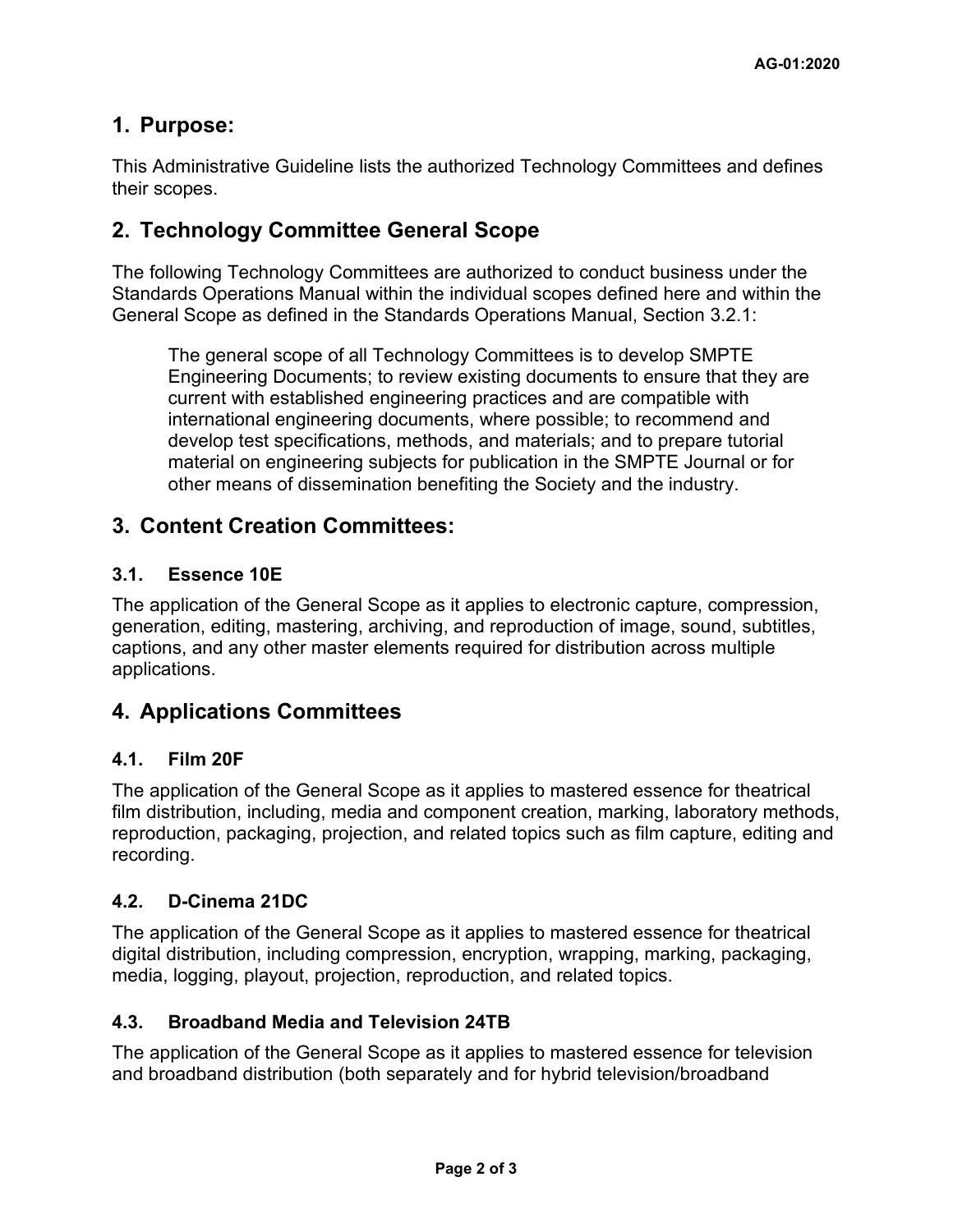## 1. Purpose:

This Administrative Guideline lists the authorized Technology Committees and defines their scopes.

## 2. Technology Committee General Scope

The following Technology Committees are authorized to conduct business under the Standards Operations Manual within the individual scopes defined here and within the General Scope as defined in the Standards Operations Manual, Section 3.2.1:

> The general scope of all Technology Committees is to develop SMPTE Engineering Documents; to review existing documents to ensure that they are current with established engineering practices and are compatible with international engineering documents, where possible; to recommend and develop test specifications, methods, and materials; and to prepare tutorial material on engineering subjects for publication in the SMPTE Journal or for other means of dissemination benefiting the Society and the industry.

## 3. Content Creation Committees:

### 3.1. Essence 10E

The application of the General Scope as it applies to electronic capture, compression, generation, editing, mastering, archiving, and reproduction of image, sound, subtitles, captions, and any other master elements required for distribution across multiple applications.

## 4. Applications Committees

### 4.1. Film 20F

The application of the General Scope as it applies to mastered essence for theatrical film distribution, including, media and component creation, marking, laboratory methods, reproduction, packaging, projection, and related topics such as film capture, editing and recording.

### 4.2. D-Cinema 21DC

The application of the General Scope as it applies to mastered essence for theatrical digital distribution, including compression, encryption, wrapping, marking, packaging, media, logging, playout, projection, reproduction, and related topics.

### 4.3. Broadband Media and Television 24TB

The application of the General Scope as it applies to mastered essence for television and broadband distribution (both separately and for hybrid television/broadband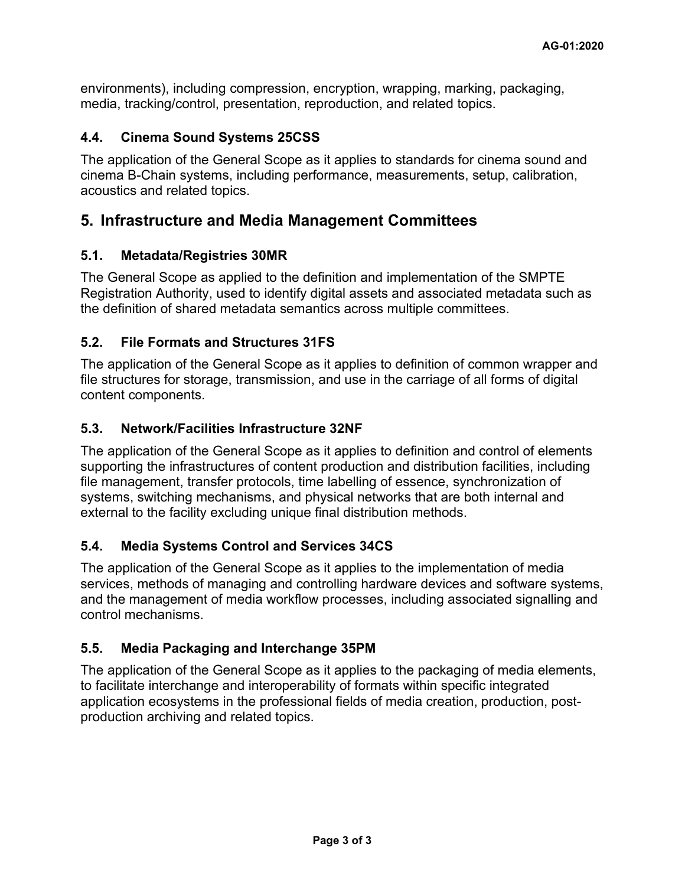environments), including compression, encryption, wrapping, marking, packaging, media, tracking/control, presentation, reproduction, and related topics.

### 4.4. Cinema Sound Systems 25CSS

The application of the General Scope as it applies to standards for cinema sound and cinema B-Chain systems, including performance, measurements, setup, calibration, acoustics and related topics.

## 5. Infrastructure and Media Management Committees

### 5.1. Metadata/Registries 30MR

The General Scope as applied to the definition and implementation of the SMPTE Registration Authority, used to identify digital assets and associated metadata such as the definition of shared metadata semantics across multiple committees.

### 5.2. File Formats and Structures 31FS

The application of the General Scope as it applies to definition of common wrapper and file structures for storage, transmission, and use in the carriage of all forms of digital content components.

### 5.3. Network/Facilities Infrastructure 32NF

The application of the General Scope as it applies to definition and control of elements supporting the infrastructures of content production and distribution facilities, including file management, transfer protocols, time labelling of essence, synchronization of systems, switching mechanisms, and physical networks that are both internal and external to the facility excluding unique final distribution methods.

### 5.4. Media Systems Control and Services 34CS

The application of the General Scope as it applies to the implementation of media services, methods of managing and controlling hardware devices and software systems, and the management of media workflow processes, including associated signalling and control mechanisms.

### 5.5. Media Packaging and Interchange 35PM

The application of the General Scope as it applies to the packaging of media elements, to facilitate interchange and interoperability of formats within specific integrated application ecosystems in the professional fields of media creation, production, post-production archiving and related topics.